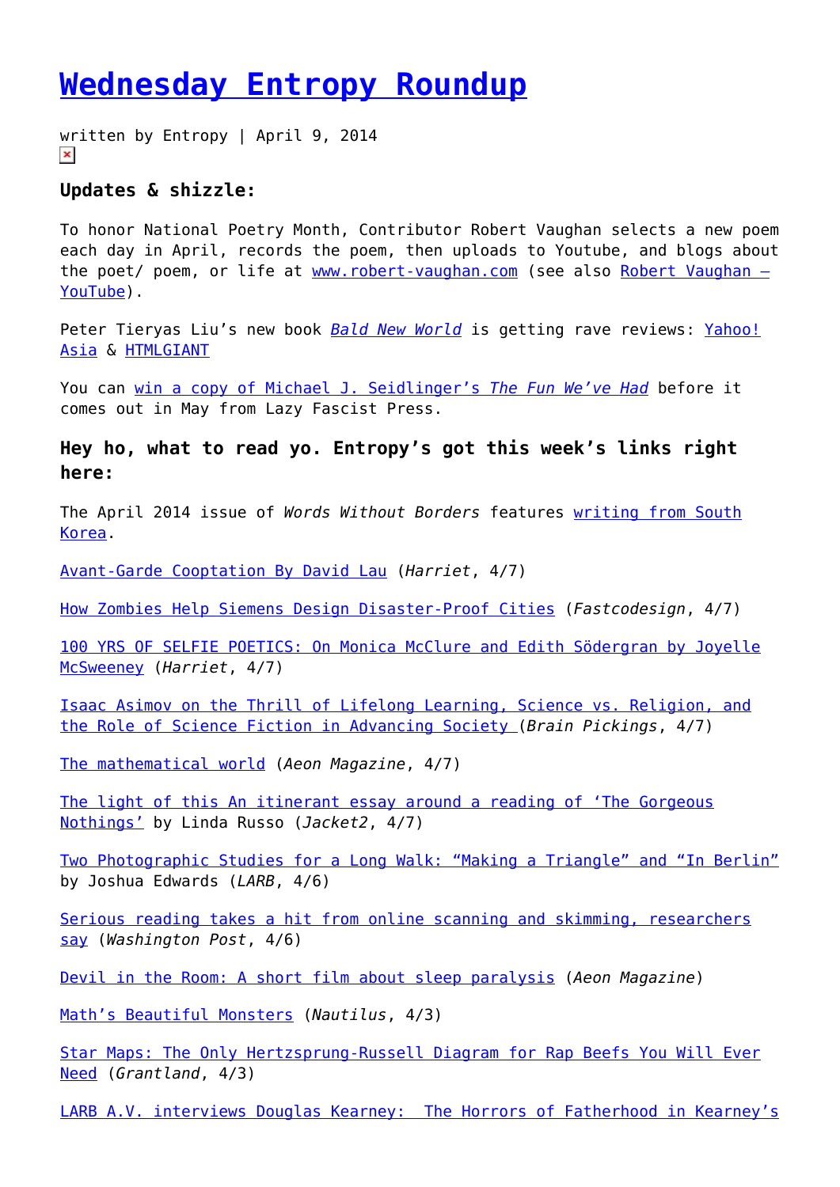# Wednesday Entropy Roundup

written by Entropy | April 9, 2014

### Updates & shizzle:

To honor National Poetry Month, Contributor Robert Vaughan selects a new poem each day in April, records the poem, then uploads to Youtube, and blogs about the poet/ poem, or life at www.robert-vaughan.com (see also Robert Vaughan – YouTube).

Peter Tieryas Liu's new book *Bald New World* is getting rave reviews: Yahoo! Asia & HTMLGIANT

You can win a copy of Michael J. Seidlinger's *The Fun We've Had* before it comes out in May from Lazy Fascist Press.

### Hey ho, what to read yo. Entropy's got this week's links right here:

The April 2014 issue of *Words Without Borders* features writing from South Korea.

Avant-Garde Cooptation By David Lau (*Harriet*, 4/7)

How Zombies Help Siemens Design Disaster-Proof Cities (*Fastcodesign*, 4/7)

100 YRS OF SELFIE POETICS: On Monica McClure and Edith Södergran by Joyelle McSweeney (*Harriet*, 4/7)

Isaac Asimov on the Thrill of Lifelong Learning, Science vs. Religion, and the Role of Science Fiction in Advancing Society (*Brain Pickings*, 4/7)

The mathematical world (*Aeon Magazine*, 4/7)

The light of this An itinerant essay around a reading of 'The Gorgeous Nothings' by Linda Russo (*Jacket2*, 4/7)

Two Photographic Studies for a Long Walk: "Making a Triangle" and "In Berlin" by Joshua Edwards (*LARB*, 4/6)

Serious reading takes a hit from online scanning and skimming, researchers say (*Washington Post*, 4/6)

Devil in the Room: A short film about sleep paralysis (*Aeon Magazine*)

Math's Beautiful Monsters (*Nautilus*, 4/3)

Star Maps: The Only Hertzsprung-Russell Diagram for Rap Beefs You Will Ever Need (*Grantland*, 4/3)

LARB A.V. interviews Douglas Kearney: The Horrors of Fatherhood in Kearney's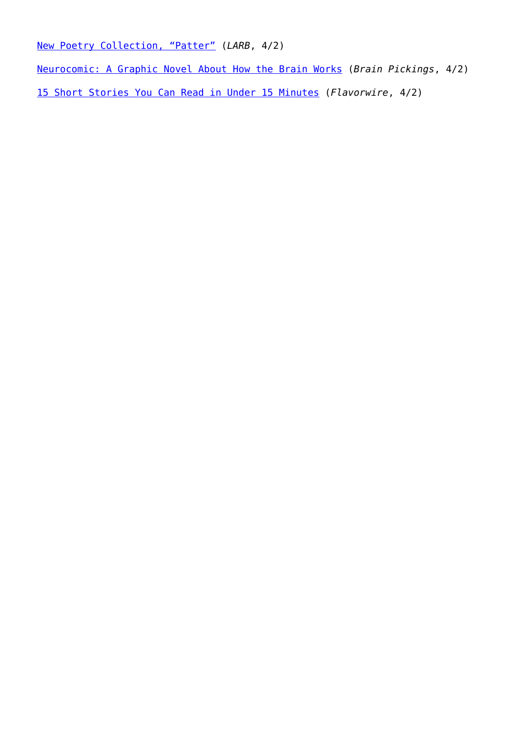New Poetry Collection, “Patter” (*LARB*, 4/2)

Neurocomic: A Graphic Novel About How the Brain Works (*Brain Pickings*, 4/2)

15 Short Stories You Can Read in Under 15 Minutes (*Flavorwire*, 4/2)